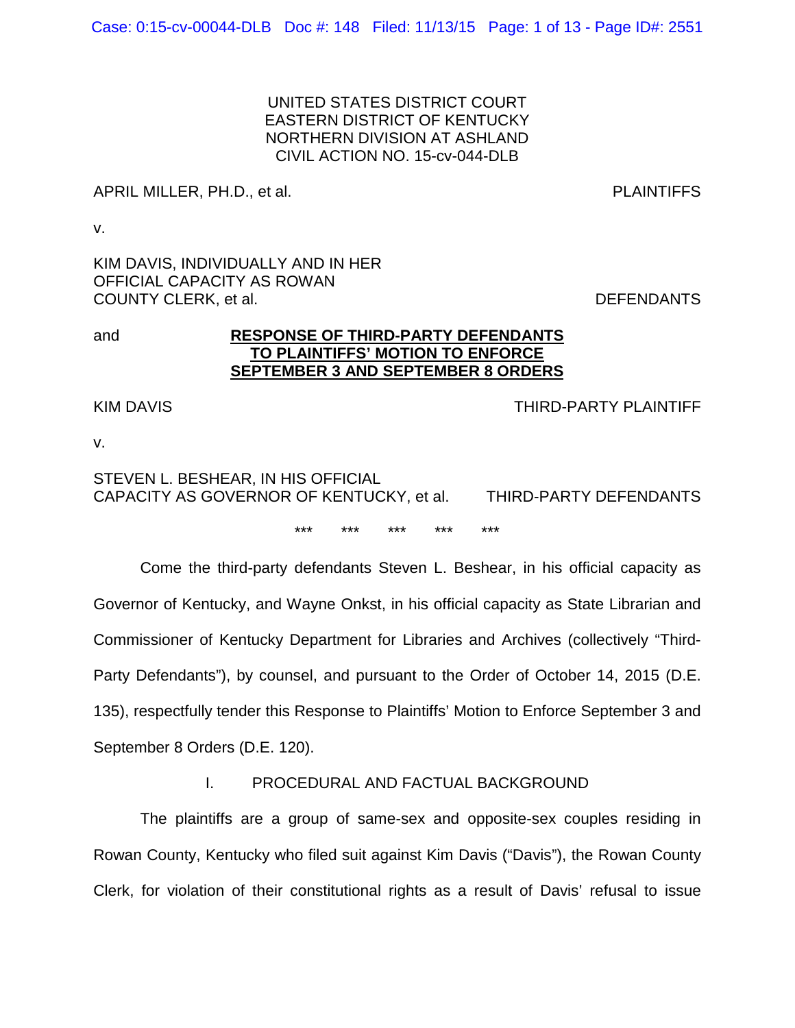UNITED STATES DISTRICT COURT
EASTERN DISTRICT OF KENTUCKY
NORTHERN DIVISION AT ASHLAND
CIVIL ACTION NO. 15-cv-044-DLB

APRIL MILLER, PH.D., et al. PLAINTIFFS

v.

KIM DAVIS, INDIVIDUALLY AND IN HER OFFICIAL CAPACITY AS ROWAN COUNTY CLERK, et al. DEFENDANTS

and

**RESPONSE OF THIRD-PARTY DEFENDANTS TO PLAINTIFFS' MOTION TO ENFORCE SEPTEMBER 3 AND SEPTEMBER 8 ORDERS**

KIM DAVIS THIRD-PARTY PLAINTIFF

v.

STEVEN L. BESHEAR, IN HIS OFFICIAL CAPACITY AS GOVERNOR OF KENTUCKY, et al. THIRD-PARTY DEFENDANTS

\*\*\* \*\*\* \*\*\* \*\*\* \*\*\*

Come the third-party defendants Steven L. Beshear, in his official capacity as Governor of Kentucky, and Wayne Onkst, in his official capacity as State Librarian and Commissioner of Kentucky Department for Libraries and Archives (collectively "Third-Party Defendants"), by counsel, and pursuant to the Order of October 14, 2015 (D.E. 135), respectfully tender this Response to Plaintiffs' Motion to Enforce September 3 and September 8 Orders (D.E. 120).

## I. PROCEDURAL AND FACTUAL BACKGROUND

The plaintiffs are a group of same-sex and opposite-sex couples residing in Rowan County, Kentucky who filed suit against Kim Davis ("Davis"), the Rowan County Clerk, for violation of their constitutional rights as a result of Davis' refusal to issue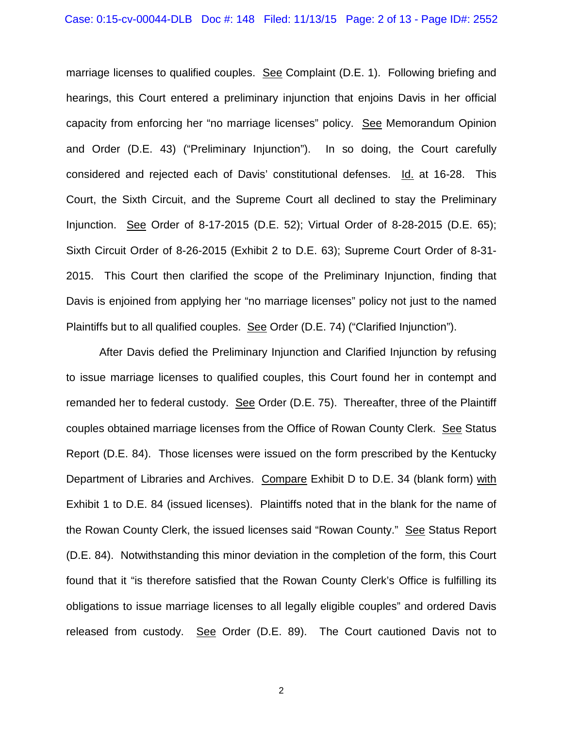marriage licenses to qualified couples. See Complaint (D.E. 1). Following briefing and hearings, this Court entered a preliminary injunction that enjoins Davis in her official capacity from enforcing her "no marriage licenses" policy. See Memorandum Opinion and Order (D.E. 43) ("Preliminary Injunction"). In so doing, the Court carefully considered and rejected each of Davis' constitutional defenses. Id. at 16-28. This Court, the Sixth Circuit, and the Supreme Court all declined to stay the Preliminary Injunction. See Order of 8-17-2015 (D.E. 52); Virtual Order of 8-28-2015 (D.E. 65); Sixth Circuit Order of 8-26-2015 (Exhibit 2 to D.E. 63); Supreme Court Order of 8-31-2015. This Court then clarified the scope of the Preliminary Injunction, finding that Davis is enjoined from applying her "no marriage licenses" policy not just to the named Plaintiffs but to all qualified couples. See Order (D.E. 74) ("Clarified Injunction").

After Davis defied the Preliminary Injunction and Clarified Injunction by refusing to issue marriage licenses to qualified couples, this Court found her in contempt and remanded her to federal custody. See Order (D.E. 75). Thereafter, three of the Plaintiff couples obtained marriage licenses from the Office of Rowan County Clerk. See Status Report (D.E. 84). Those licenses were issued on the form prescribed by the Kentucky Department of Libraries and Archives. Compare Exhibit D to D.E. 34 (blank form) with Exhibit 1 to D.E. 84 (issued licenses). Plaintiffs noted that in the blank for the name of the Rowan County Clerk, the issued licenses said "Rowan County." See Status Report (D.E. 84). Notwithstanding this minor deviation in the completion of the form, this Court found that it "is therefore satisfied that the Rowan County Clerk's Office is fulfilling its obligations to issue marriage licenses to all legally eligible couples" and ordered Davis released from custody. See Order (D.E. 89). The Court cautioned Davis not to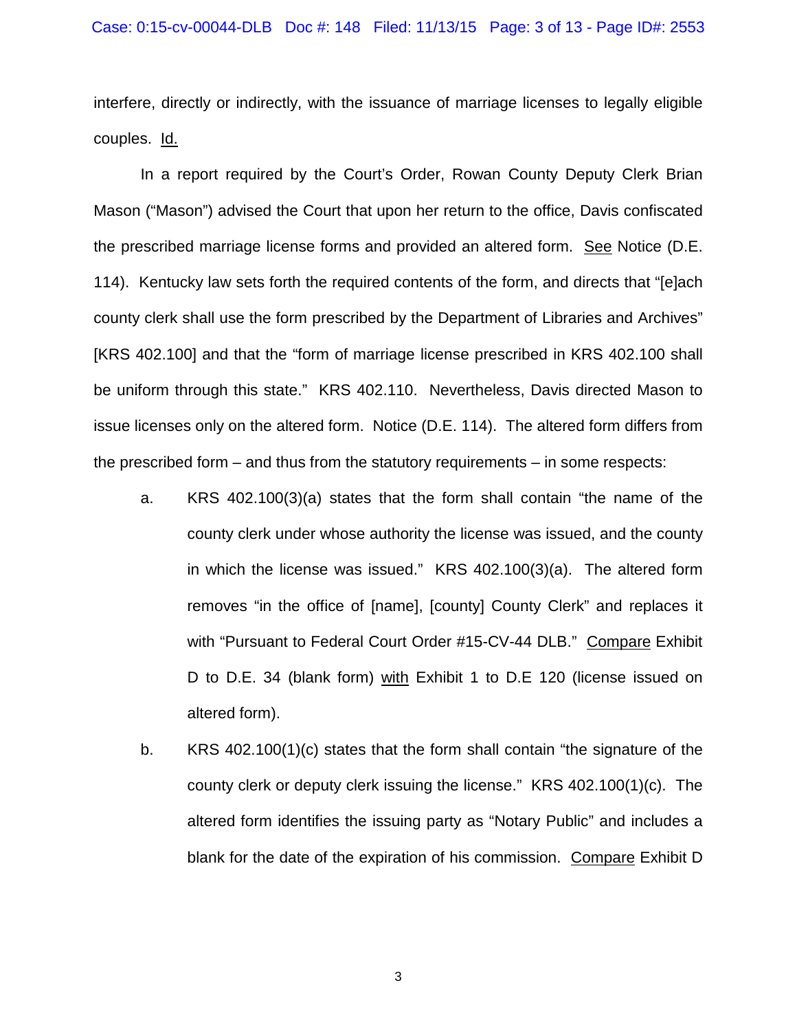interfere, directly or indirectly, with the issuance of marriage licenses to legally eligible couples. Id.

In a report required by the Court's Order, Rowan County Deputy Clerk Brian Mason ("Mason") advised the Court that upon her return to the office, Davis confiscated the prescribed marriage license forms and provided an altered form. See Notice (D.E. 114). Kentucky law sets forth the required contents of the form, and directs that "[e]ach county clerk shall use the form prescribed by the Department of Libraries and Archives" [KRS 402.100] and that the "form of marriage license prescribed in KRS 402.100 shall be uniform through this state." KRS 402.110. Nevertheless, Davis directed Mason to issue licenses only on the altered form. Notice (D.E. 114). The altered form differs from the prescribed form – and thus from the statutory requirements – in some respects:

a. KRS 402.100(3)(a) states that the form shall contain "the name of the county clerk under whose authority the license was issued, and the county in which the license was issued." KRS 402.100(3)(a). The altered form removes "in the office of [name], [county] County Clerk" and replaces it with "Pursuant to Federal Court Order #15-CV-44 DLB." Compare Exhibit D to D.E. 34 (blank form) with Exhibit 1 to D.E 120 (license issued on altered form).

b. KRS 402.100(1)(c) states that the form shall contain "the signature of the county clerk or deputy clerk issuing the license." KRS 402.100(1)(c). The altered form identifies the issuing party as "Notary Public" and includes a blank for the date of the expiration of his commission. Compare Exhibit D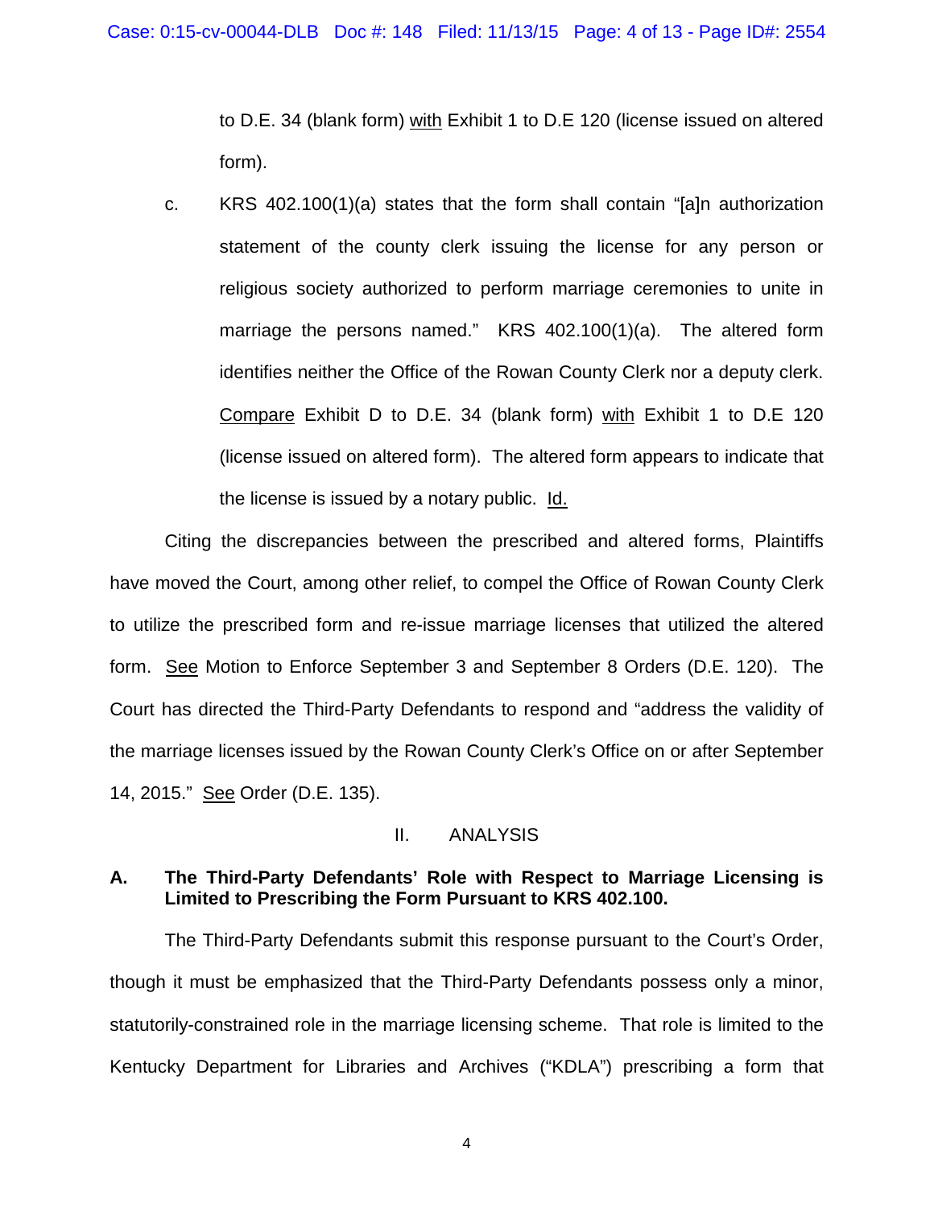to D.E. 34 (blank form) with Exhibit 1 to D.E 120 (license issued on altered form).

c. KRS 402.100(1)(a) states that the form shall contain "[a]n authorization statement of the county clerk issuing the license for any person or religious society authorized to perform marriage ceremonies to unite in marriage the persons named." KRS 402.100(1)(a). The altered form identifies neither the Office of the Rowan County Clerk nor a deputy clerk. Compare Exhibit D to D.E. 34 (blank form) with Exhibit 1 to D.E 120 (license issued on altered form). The altered form appears to indicate that the license is issued by a notary public. Id.

Citing the discrepancies between the prescribed and altered forms, Plaintiffs have moved the Court, among other relief, to compel the Office of Rowan County Clerk to utilize the prescribed form and re-issue marriage licenses that utilized the altered form. See Motion to Enforce September 3 and September 8 Orders (D.E. 120). The Court has directed the Third-Party Defendants to respond and "address the validity of the marriage licenses issued by the Rowan County Clerk's Office on or after September 14, 2015." See Order (D.E. 135).

## II. ANALYSIS

### A. The Third-Party Defendants' Role with Respect to Marriage Licensing is Limited to Prescribing the Form Pursuant to KRS 402.100.

The Third-Party Defendants submit this response pursuant to the Court's Order, though it must be emphasized that the Third-Party Defendants possess only a minor, statutorily-constrained role in the marriage licensing scheme. That role is limited to the Kentucky Department for Libraries and Archives ("KDLA") prescribing a form that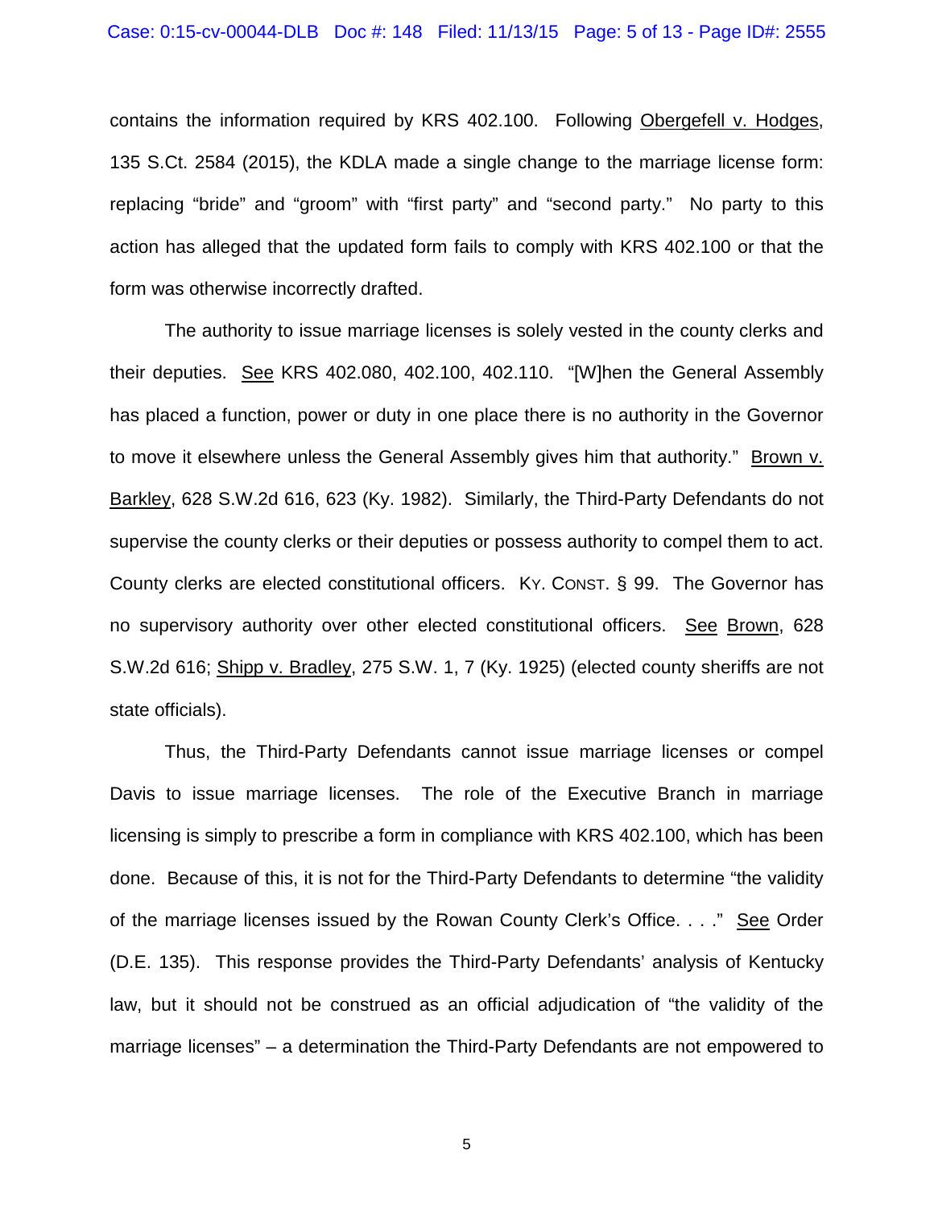contains the information required by KRS 402.100. Following Obergefell v. Hodges, 135 S.Ct. 2584 (2015), the KDLA made a single change to the marriage license form: replacing "bride" and "groom" with "first party" and "second party." No party to this action has alleged that the updated form fails to comply with KRS 402.100 or that the form was otherwise incorrectly drafted.

The authority to issue marriage licenses is solely vested in the county clerks and their deputies. See KRS 402.080, 402.100, 402.110. "[W]hen the General Assembly has placed a function, power or duty in one place there is no authority in the Governor to move it elsewhere unless the General Assembly gives him that authority." Brown v. Barkley, 628 S.W.2d 616, 623 (Ky. 1982). Similarly, the Third-Party Defendants do not supervise the county clerks or their deputies or possess authority to compel them to act. County clerks are elected constitutional officers. KY. CONST. § 99. The Governor has no supervisory authority over other elected constitutional officers. See Brown, 628 S.W.2d 616; Shipp v. Bradley, 275 S.W. 1, 7 (Ky. 1925) (elected county sheriffs are not state officials).

Thus, the Third-Party Defendants cannot issue marriage licenses or compel Davis to issue marriage licenses. The role of the Executive Branch in marriage licensing is simply to prescribe a form in compliance with KRS 402.100, which has been done. Because of this, it is not for the Third-Party Defendants to determine "the validity of the marriage licenses issued by the Rowan County Clerk's Office. . . ." See Order (D.E. 135). This response provides the Third-Party Defendants' analysis of Kentucky law, but it should not be construed as an official adjudication of "the validity of the marriage licenses" – a determination the Third-Party Defendants are not empowered to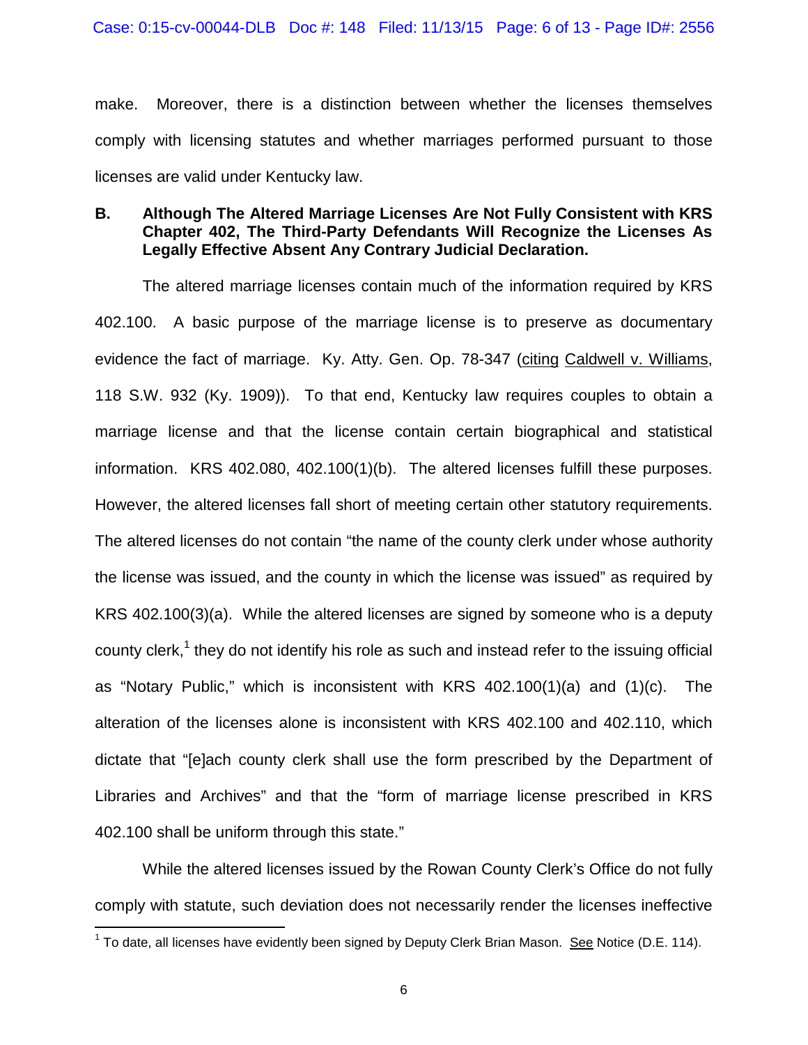make. Moreover, there is a distinction between whether the licenses themselves comply with licensing statutes and whether marriages performed pursuant to those licenses are valid under Kentucky law.

**B. Although The Altered Marriage Licenses Are Not Fully Consistent with KRS Chapter 402, The Third-Party Defendants Will Recognize the Licenses As Legally Effective Absent Any Contrary Judicial Declaration.**

The altered marriage licenses contain much of the information required by KRS 402.100. A basic purpose of the marriage license is to preserve as documentary evidence the fact of marriage. Ky. Atty. Gen. Op. 78-347 (citing Caldwell v. Williams, 118 S.W. 932 (Ky. 1909)). To that end, Kentucky law requires couples to obtain a marriage license and that the license contain certain biographical and statistical information. KRS 402.080, 402.100(1)(b). The altered licenses fulfill these purposes. However, the altered licenses fall short of meeting certain other statutory requirements. The altered licenses do not contain "the name of the county clerk under whose authority the license was issued, and the county in which the license was issued" as required by KRS 402.100(3)(a). While the altered licenses are signed by someone who is a deputy county clerk,[1] they do not identify his role as such and instead refer to the issuing official as "Notary Public," which is inconsistent with KRS 402.100(1)(a) and (1)(c). The alteration of the licenses alone is inconsistent with KRS 402.100 and 402.110, which dictate that "[e]ach county clerk shall use the form prescribed by the Department of Libraries and Archives" and that the "form of marriage license prescribed in KRS 402.100 shall be uniform through this state."

While the altered licenses issued by the Rowan County Clerk's Office do not fully comply with statute, such deviation does not necessarily render the licenses ineffective

[1] To date, all licenses have evidently been signed by Deputy Clerk Brian Mason. See Notice (D.E. 114).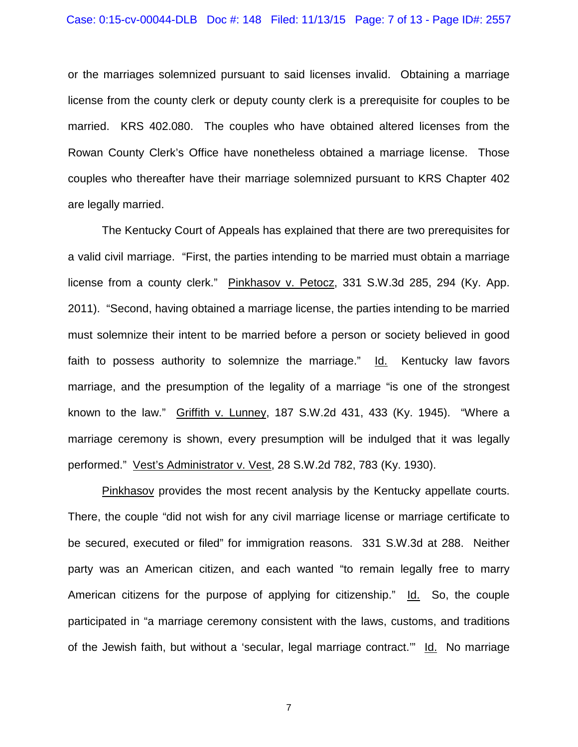or the marriages solemnized pursuant to said licenses invalid. Obtaining a marriage license from the county clerk or deputy county clerk is a prerequisite for couples to be married. KRS 402.080. The couples who have obtained altered licenses from the Rowan County Clerk's Office have nonetheless obtained a marriage license. Those couples who thereafter have their marriage solemnized pursuant to KRS Chapter 402 are legally married.

The Kentucky Court of Appeals has explained that there are two prerequisites for a valid civil marriage. "First, the parties intending to be married must obtain a marriage license from a county clerk." Pinkhasov v. Petocz, 331 S.W.3d 285, 294 (Ky. App. 2011). "Second, having obtained a marriage license, the parties intending to be married must solemnize their intent to be married before a person or society believed in good faith to possess authority to solemnize the marriage." Id. Kentucky law favors marriage, and the presumption of the legality of a marriage "is one of the strongest known to the law." Griffith v. Lunney, 187 S.W.2d 431, 433 (Ky. 1945). "Where a marriage ceremony is shown, every presumption will be indulged that it was legally performed." Vest's Administrator v. Vest, 28 S.W.2d 782, 783 (Ky. 1930).

Pinkhasov provides the most recent analysis by the Kentucky appellate courts. There, the couple "did not wish for any civil marriage license or marriage certificate to be secured, executed or filed" for immigration reasons. 331 S.W.3d at 288. Neither party was an American citizen, and each wanted "to remain legally free to marry American citizens for the purpose of applying for citizenship." Id. So, the couple participated in "a marriage ceremony consistent with the laws, customs, and traditions of the Jewish faith, but without a 'secular, legal marriage contract.'" Id. No marriage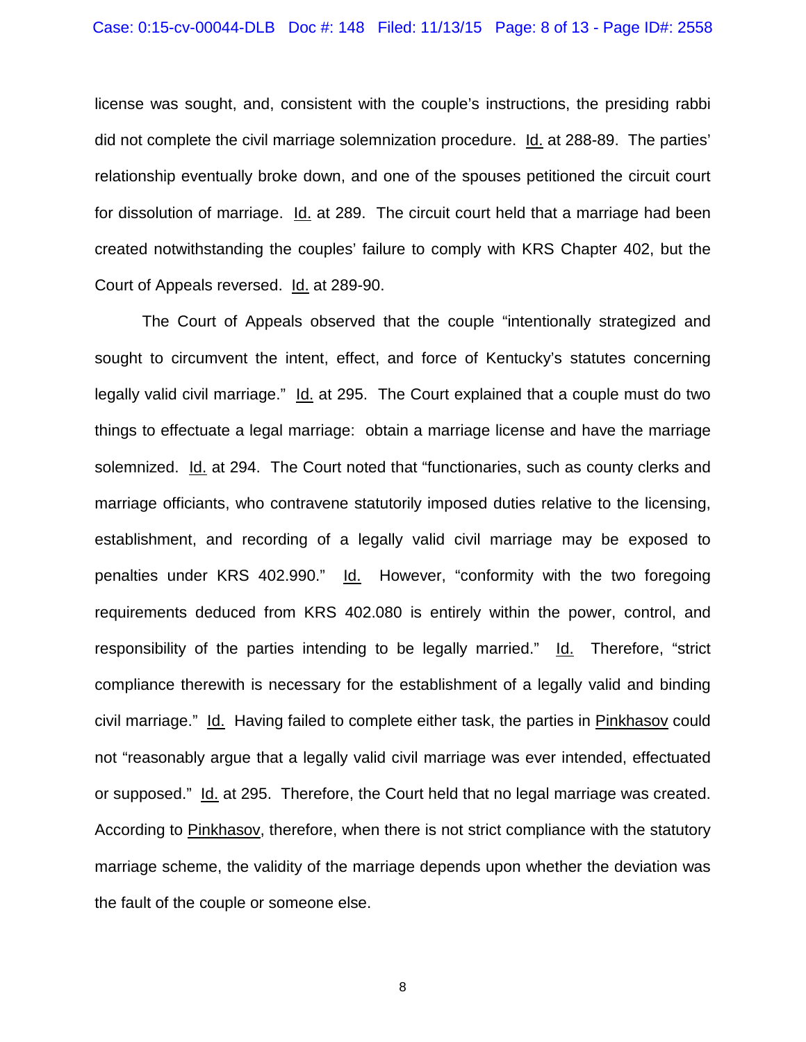license was sought, and, consistent with the couple's instructions, the presiding rabbi did not complete the civil marriage solemnization procedure. Id. at 288-89. The parties' relationship eventually broke down, and one of the spouses petitioned the circuit court for dissolution of marriage. Id. at 289. The circuit court held that a marriage had been created notwithstanding the couples' failure to comply with KRS Chapter 402, but the Court of Appeals reversed. Id. at 289-90.

The Court of Appeals observed that the couple "intentionally strategized and sought to circumvent the intent, effect, and force of Kentucky's statutes concerning legally valid civil marriage." Id. at 295. The Court explained that a couple must do two things to effectuate a legal marriage: obtain a marriage license and have the marriage solemnized. Id. at 294. The Court noted that "functionaries, such as county clerks and marriage officiants, who contravene statutorily imposed duties relative to the licensing, establishment, and recording of a legally valid civil marriage may be exposed to penalties under KRS 402.990." Id. However, "conformity with the two foregoing requirements deduced from KRS 402.080 is entirely within the power, control, and responsibility of the parties intending to be legally married." Id. Therefore, "strict compliance therewith is necessary for the establishment of a legally valid and binding civil marriage." Id. Having failed to complete either task, the parties in Pinkhasov could not "reasonably argue that a legally valid civil marriage was ever intended, effectuated or supposed." Id. at 295. Therefore, the Court held that no legal marriage was created. According to Pinkhasov, therefore, when there is not strict compliance with the statutory marriage scheme, the validity of the marriage depends upon whether the deviation was the fault of the couple or someone else.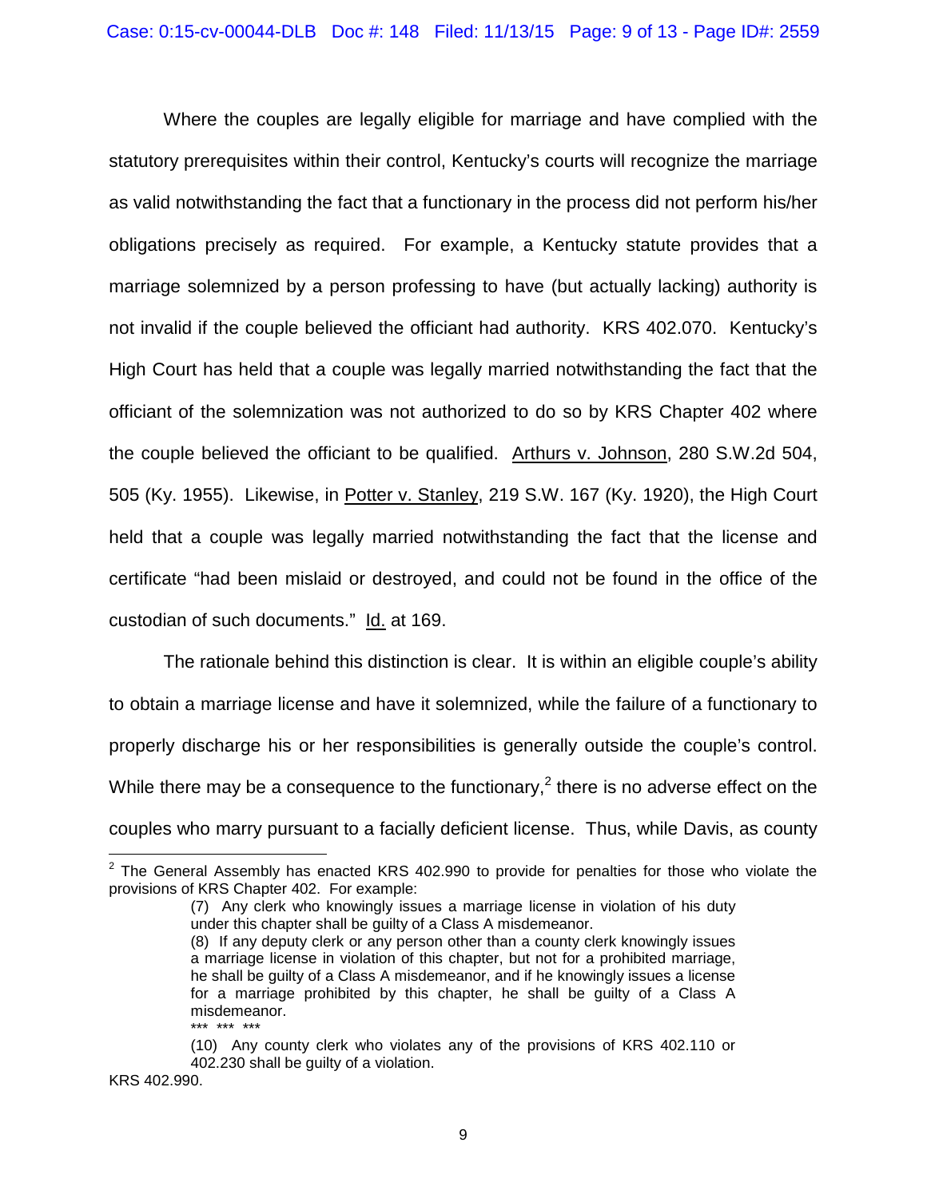Where the couples are legally eligible for marriage and have complied with the statutory prerequisites within their control, Kentucky's courts will recognize the marriage as valid notwithstanding the fact that a functionary in the process did not perform his/her obligations precisely as required. For example, a Kentucky statute provides that a marriage solemnized by a person professing to have (but actually lacking) authority is not invalid if the couple believed the officiant had authority. KRS 402.070. Kentucky's High Court has held that a couple was legally married notwithstanding the fact that the officiant of the solemnization was not authorized to do so by KRS Chapter 402 where the couple believed the officiant to be qualified. Arthurs v. Johnson, 280 S.W.2d 504, 505 (Ky. 1955). Likewise, in Potter v. Stanley, 219 S.W. 167 (Ky. 1920), the High Court held that a couple was legally married notwithstanding the fact that the license and certificate "had been mislaid or destroyed, and could not be found in the office of the custodian of such documents." Id. at 169.

The rationale behind this distinction is clear. It is within an eligible couple's ability to obtain a marriage license and have it solemnized, while the failure of a functionary to properly discharge his or her responsibilities is generally outside the couple's control. While there may be a consequence to the functionary,[2] there is no adverse effect on the couples who marry pursuant to a facially deficient license. Thus, while Davis, as county

---

[2] The General Assembly has enacted KRS 402.990 to provide for penalties for those who violate the provisions of KRS Chapter 402. For example:

> (7) Any clerk who knowingly issues a marriage license in violation of his duty under this chapter shall be guilty of a Class A misdemeanor.
>
> (8) If any deputy clerk or any person other than a county clerk knowingly issues a marriage license in violation of this chapter, but not for a prohibited marriage, he shall be guilty of a Class A misdemeanor, and if he knowingly issues a license for a marriage prohibited by this chapter, he shall be guilty of a Class A misdemeanor.
>
> *** *** ***
>
> (10) Any county clerk who violates any of the provisions of KRS 402.110 or 402.230 shall be guilty of a violation.

KRS 402.990.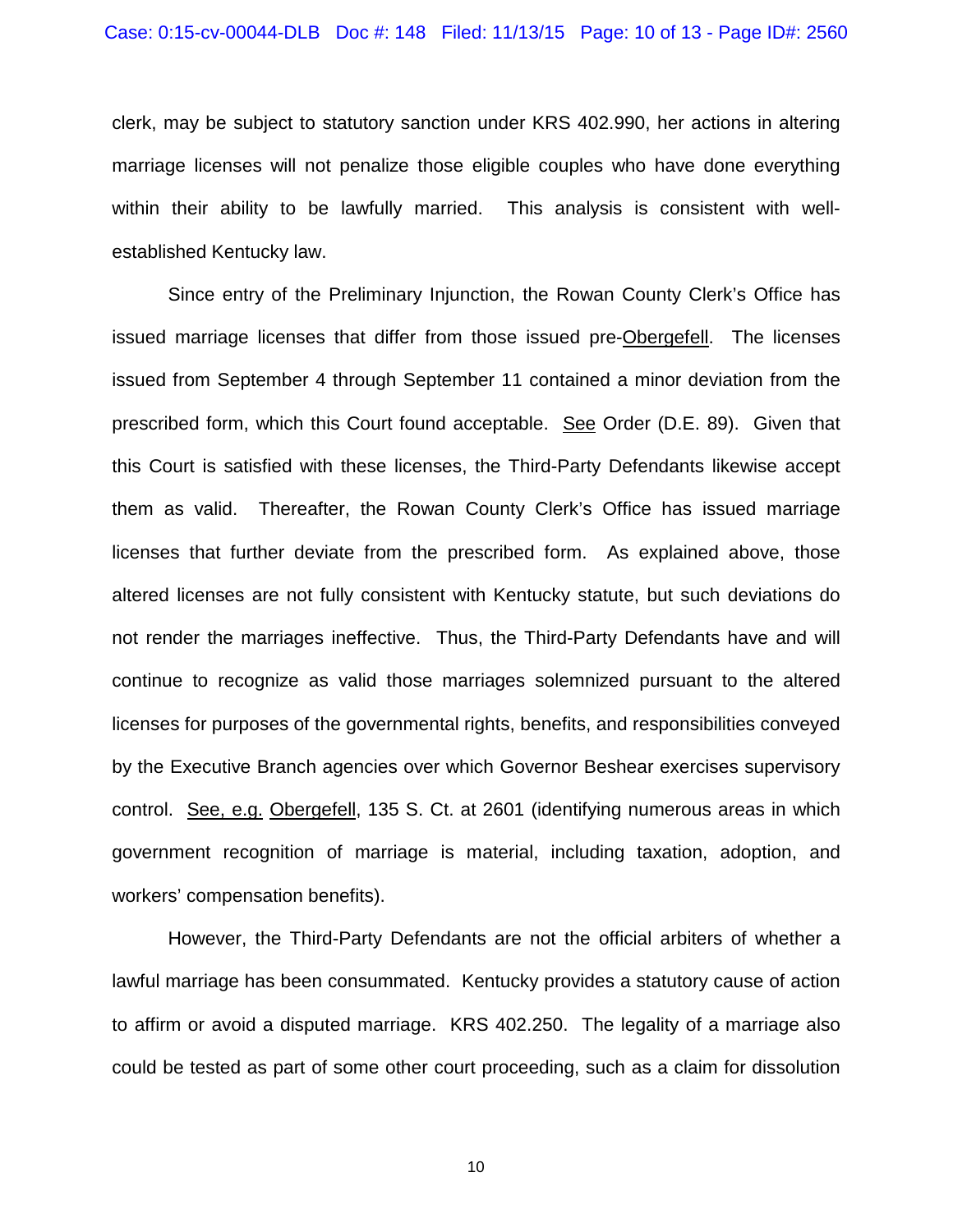clerk, may be subject to statutory sanction under KRS 402.990, her actions in altering marriage licenses will not penalize those eligible couples who have done everything within their ability to be lawfully married. This analysis is consistent with well-established Kentucky law.

Since entry of the Preliminary Injunction, the Rowan County Clerk's Office has issued marriage licenses that differ from those issued pre-Obergefell. The licenses issued from September 4 through September 11 contained a minor deviation from the prescribed form, which this Court found acceptable. See Order (D.E. 89). Given that this Court is satisfied with these licenses, the Third-Party Defendants likewise accept them as valid. Thereafter, the Rowan County Clerk's Office has issued marriage licenses that further deviate from the prescribed form. As explained above, those altered licenses are not fully consistent with Kentucky statute, but such deviations do not render the marriages ineffective. Thus, the Third-Party Defendants have and will continue to recognize as valid those marriages solemnized pursuant to the altered licenses for purposes of the governmental rights, benefits, and responsibilities conveyed by the Executive Branch agencies over which Governor Beshear exercises supervisory control. See, e.g. Obergefell, 135 S. Ct. at 2601 (identifying numerous areas in which government recognition of marriage is material, including taxation, adoption, and workers' compensation benefits).

However, the Third-Party Defendants are not the official arbiters of whether a lawful marriage has been consummated. Kentucky provides a statutory cause of action to affirm or avoid a disputed marriage. KRS 402.250. The legality of a marriage also could be tested as part of some other court proceeding, such as a claim for dissolution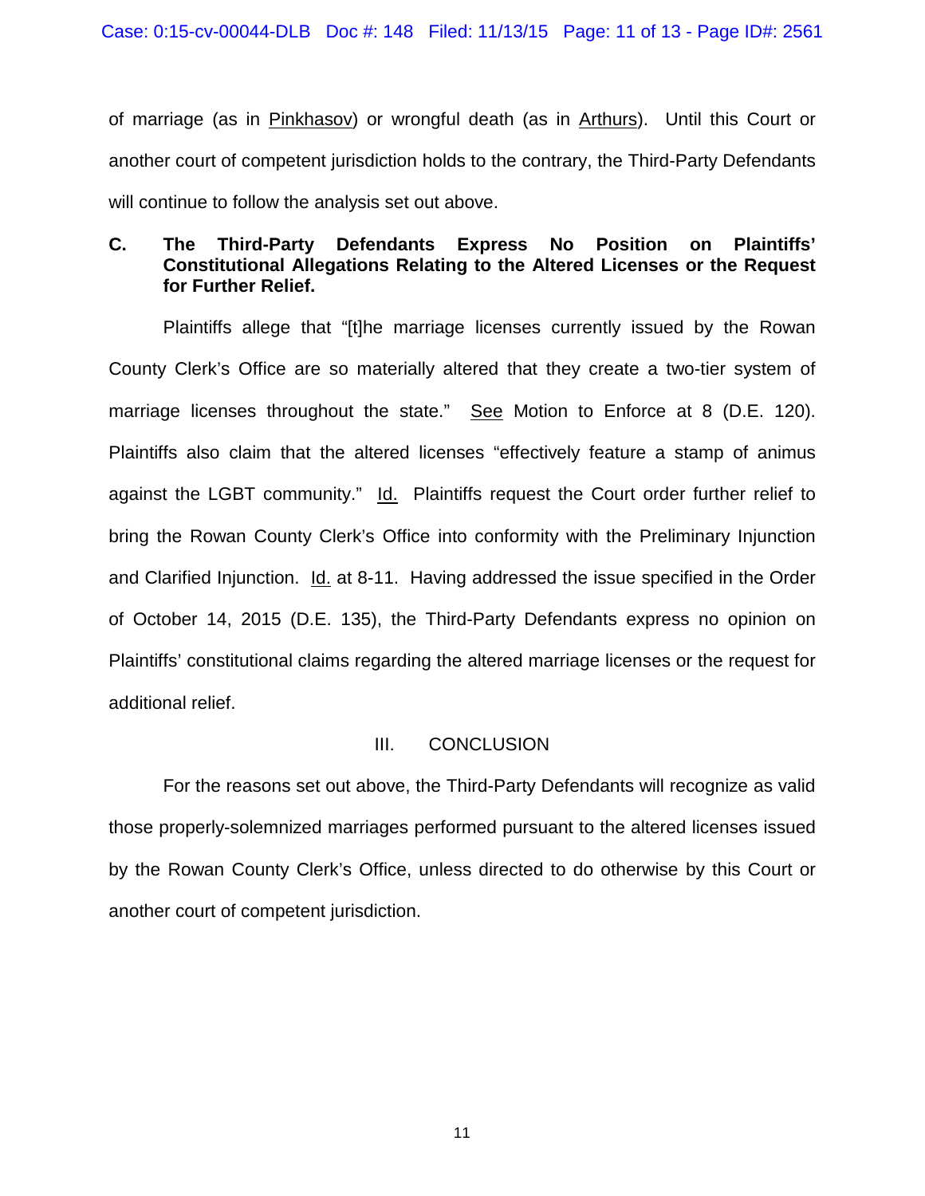of marriage (as in Pinkhasov) or wrongful death (as in Arthurs). Until this Court or another court of competent jurisdiction holds to the contrary, the Third-Party Defendants will continue to follow the analysis set out above.

### C. The Third-Party Defendants Express No Position on Plaintiffs' Constitutional Allegations Relating to the Altered Licenses or the Request for Further Relief.

Plaintiffs allege that "[t]he marriage licenses currently issued by the Rowan County Clerk's Office are so materially altered that they create a two-tier system of marriage licenses throughout the state." See Motion to Enforce at 8 (D.E. 120). Plaintiffs also claim that the altered licenses "effectively feature a stamp of animus against the LGBT community." Id. Plaintiffs request the Court order further relief to bring the Rowan County Clerk's Office into conformity with the Preliminary Injunction and Clarified Injunction. Id. at 8-11. Having addressed the issue specified in the Order of October 14, 2015 (D.E. 135), the Third-Party Defendants express no opinion on Plaintiffs' constitutional claims regarding the altered marriage licenses or the request for additional relief.

## III. CONCLUSION

For the reasons set out above, the Third-Party Defendants will recognize as valid those properly-solemnized marriages performed pursuant to the altered licenses issued by the Rowan County Clerk's Office, unless directed to do otherwise by this Court or another court of competent jurisdiction.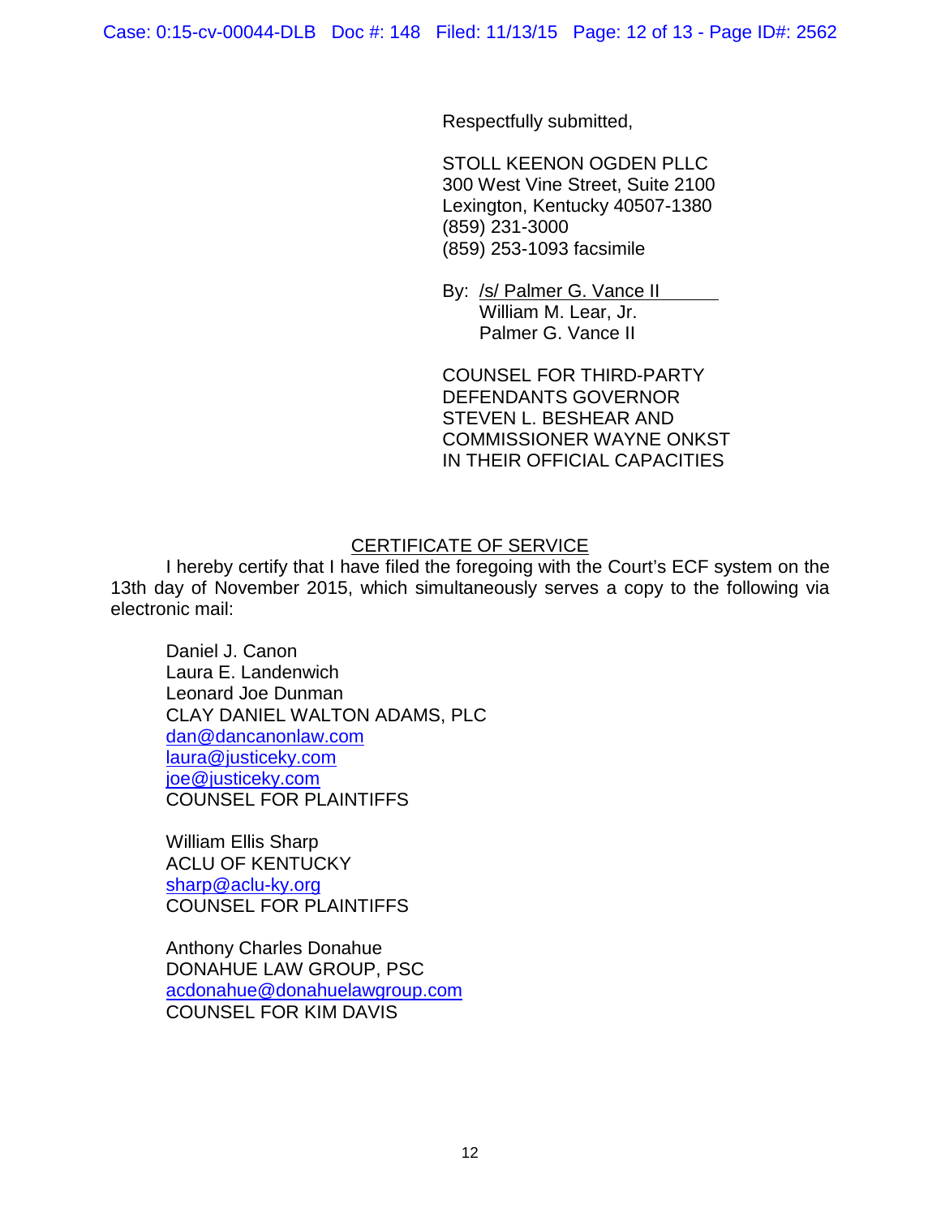Respectfully submitted,

STOLL KEENON OGDEN PLLC
300 West Vine Street, Suite 2100
Lexington, Kentucky 40507-1380
(859) 231-3000
(859) 253-1093 facsimile

By: /s/ Palmer G. Vance II
William M. Lear, Jr.
Palmer G. Vance II

COUNSEL FOR THIRD-PARTY DEFENDANTS GOVERNOR STEVEN L. BESHEAR AND COMMISSIONER WAYNE ONKST IN THEIR OFFICIAL CAPACITIES

## CERTIFICATE OF SERVICE

I hereby certify that I have filed the foregoing with the Court's ECF system on the 13th day of November 2015, which simultaneously serves a copy to the following via electronic mail:

Daniel J. Canon
Laura E. Landenwich
Leonard Joe Dunman
CLAY DANIEL WALTON ADAMS, PLC
dan@dancanonlaw.com
laura@justiceky.com
joe@justiceky.com
COUNSEL FOR PLAINTIFFS

William Ellis Sharp
ACLU OF KENTUCKY
sharp@aclu-ky.org
COUNSEL FOR PLAINTIFFS

Anthony Charles Donahue
DONAHUE LAW GROUP, PSC
acdonahue@donahuelawgroup.com
COUNSEL FOR KIM DAVIS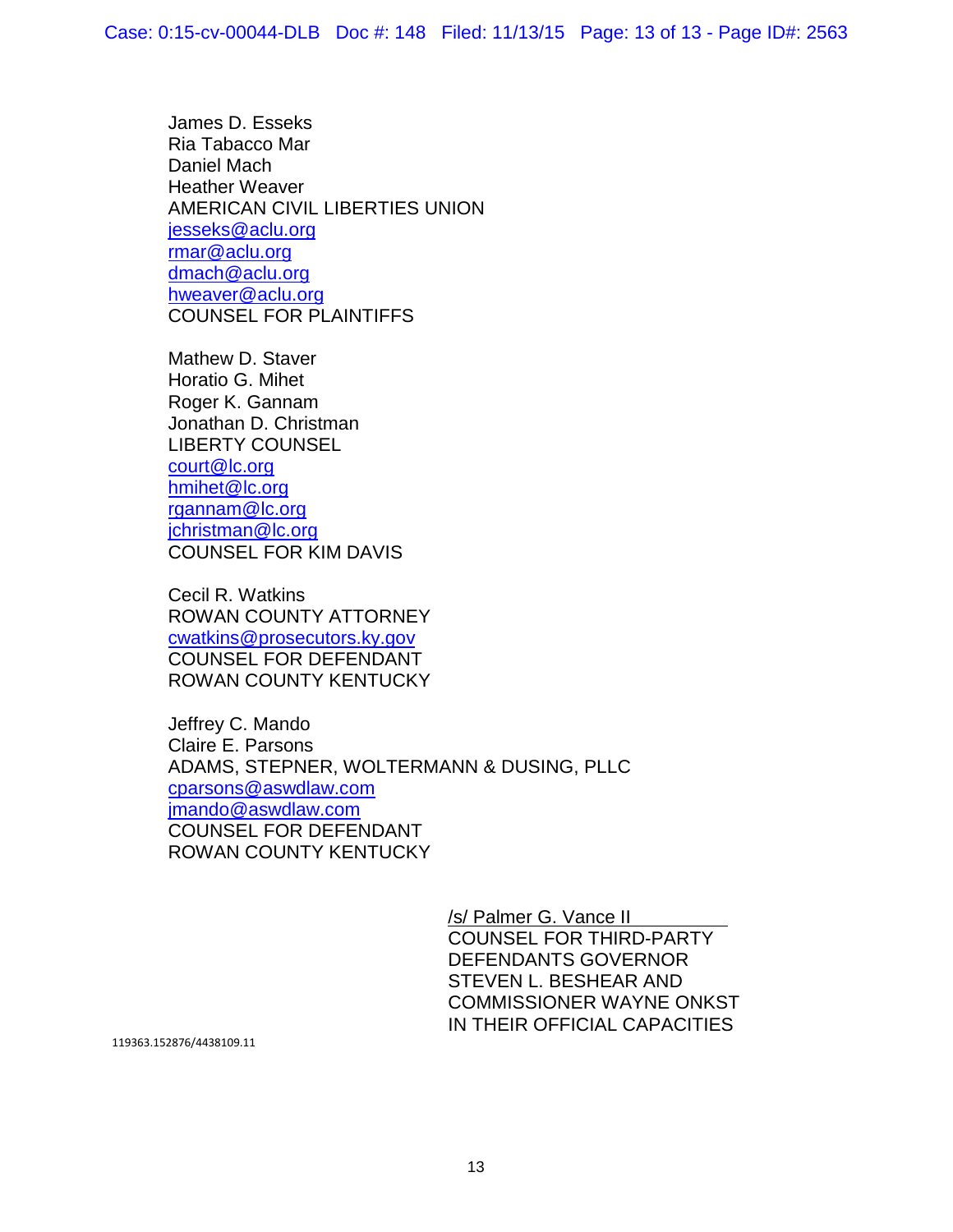James D. Esseks
Ria Tabacco Mar
Daniel Mach
Heather Weaver
AMERICAN CIVIL LIBERTIES UNION
jesseks@aclu.org
rmar@aclu.org
dmach@aclu.org
hweaver@aclu.org
COUNSEL FOR PLAINTIFFS

Mathew D. Staver
Horatio G. Mihet
Roger K. Gannam
Jonathan D. Christman
LIBERTY COUNSEL
court@lc.org
hmihet@lc.org
rgannam@lc.org
jchristman@lc.org
COUNSEL FOR KIM DAVIS

Cecil R. Watkins
ROWAN COUNTY ATTORNEY
cwatkins@prosecutors.ky.gov
COUNSEL FOR DEFENDANT
ROWAN COUNTY KENTUCKY

Jeffrey C. Mando
Claire E. Parsons
ADAMS, STEPNER, WOLTERMANN & DUSING, PLLC
cparsons@aswdlaw.com
jmando@aswdlaw.com
COUNSEL FOR DEFENDANT
ROWAN COUNTY KENTUCKY

/s/ Palmer G. Vance II
COUNSEL FOR THIRD-PARTY
DEFENDANTS GOVERNOR
STEVEN L. BESHEAR AND
COMMISSIONER WAYNE ONKST
IN THEIR OFFICIAL CAPACITIES

119363.152876/4438109.11